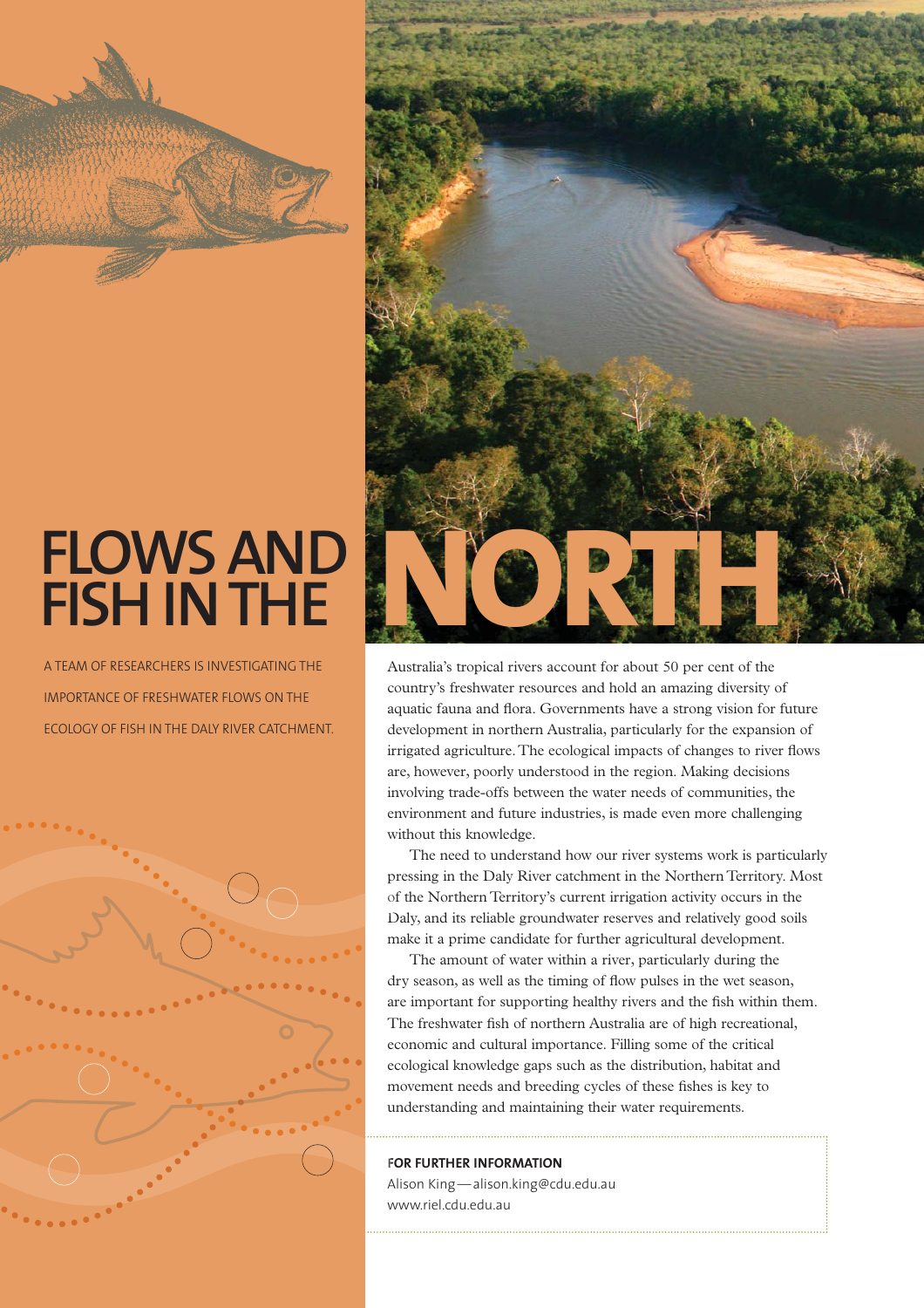# FLOWS AND FISH IN THE NORTH

A TEAM OF RESEARCHERS IS INVESTIGATING THE IMPORTANCE OF FRESHWATER FLOWS ON THE ECOLOGY OF FISH IN THE DALY RIVER CATCHMENT.

Australia's tropical rivers account for about 50 per cent of the country's freshwater resources and hold an amazing diversity of aquatic fauna and flora. Governments have a strong vision for future development in northern Australia, particularly for the expansion of irrigated agriculture. The ecological impacts of changes to river flows are, however, poorly understood in the region. Making decisions involving trade-offs between the water needs of communities, the environment and future industries, is made even more challenging without this knowledge.

The need to understand how our river systems work is particularly pressing in the Daly River catchment in the Northern Territory. Most of the Northern Territory's current irrigation activity occurs in the Daly, and its reliable groundwater reserves and relatively good soils make it a prime candidate for further agricultural development.

The amount of water within a river, particularly during the dry season, as well as the timing of flow pulses in the wet season, are important for supporting healthy rivers and the fish within them. The freshwater fish of northern Australia are of high recreational, economic and cultural importance. Filling some of the critical ecological knowledge gaps such as the distribution, habitat and movement needs and breeding cycles of these fishes is key to understanding and maintaining their water requirements.

**FOR FURTHER INFORMATION**
Alison King — alison.king@cdu.edu.au
www.riel.cdu.edu.au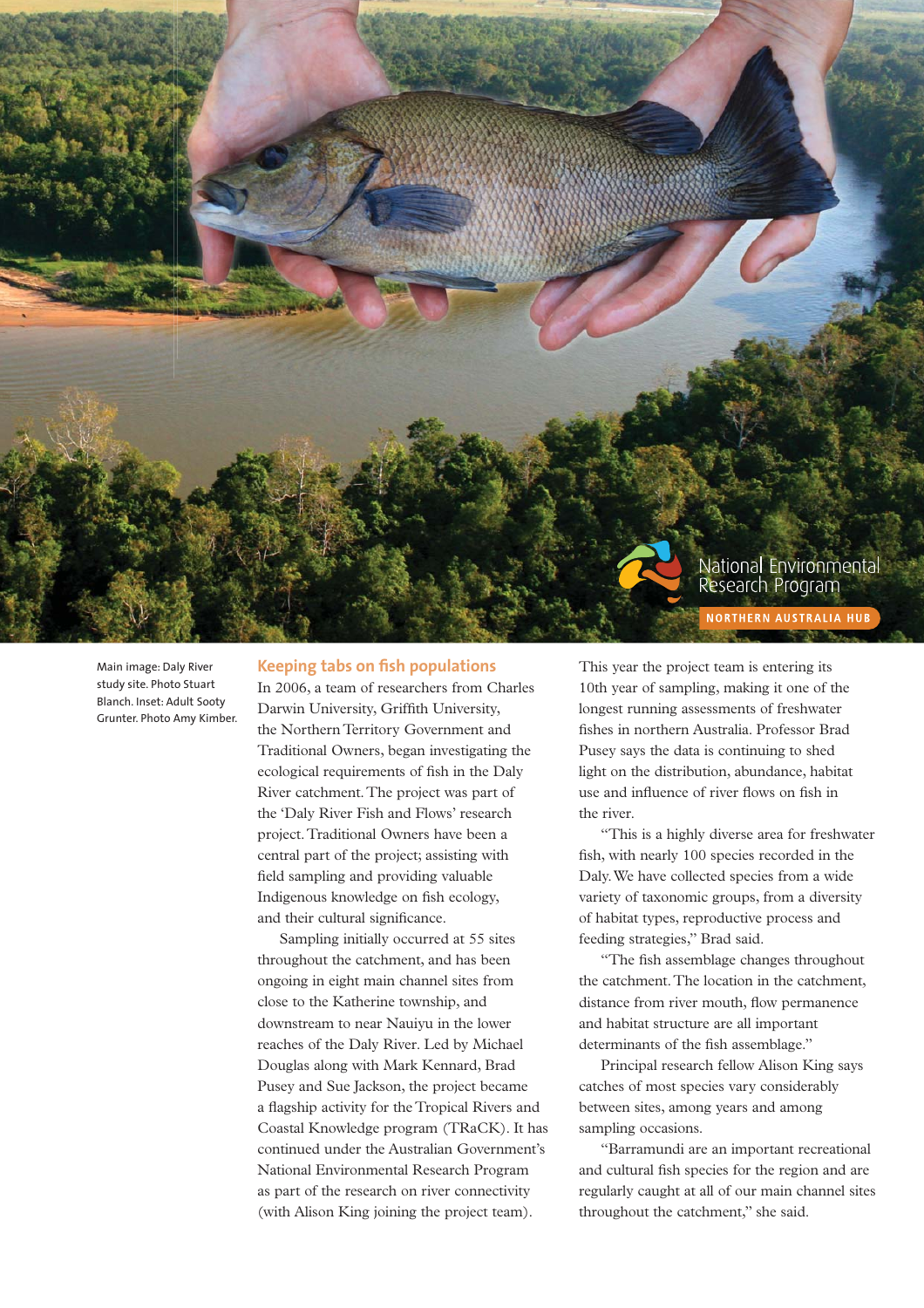National Environmental Research Program

NORTHERN AUSTRALIA HUB

Main image: Daly River study site. Photo Stuart Blanch. Inset: Adult Sooty Grunter. Photo Amy Kimber.

## Keeping tabs on fish populations

In 2006, a team of researchers from Charles Darwin University, Griffith University, the Northern Territory Government and Traditional Owners, began investigating the ecological requirements of fish in the Daly River catchment. The project was part of the 'Daly River Fish and Flows' research project. Traditional Owners have been a central part of the project; assisting with field sampling and providing valuable Indigenous knowledge on fish ecology, and their cultural significance.

Sampling initially occurred at 55 sites throughout the catchment, and has been ongoing in eight main channel sites from close to the Katherine township, and downstream to near Nauiyu in the lower reaches of the Daly River. Led by Michael Douglas along with Mark Kennard, Brad Pusey and Sue Jackson, the project became a flagship activity for the Tropical Rivers and Coastal Knowledge program (TRaCK). It has continued under the Australian Government's National Environmental Research Program as part of the research on river connectivity (with Alison King joining the project team).

This year the project team is entering its 10th year of sampling, making it one of the longest running assessments of freshwater fishes in northern Australia. Professor Brad Pusey says the data is continuing to shed light on the distribution, abundance, habitat use and influence of river flows on fish in the river.

"This is a highly diverse area for freshwater fish, with nearly 100 species recorded in the Daly. We have collected species from a wide variety of taxonomic groups, from a diversity of habitat types, reproductive process and feeding strategies," Brad said.

"The fish assemblage changes throughout the catchment. The location in the catchment, distance from river mouth, flow permanence and habitat structure are all important determinants of the fish assemblage."

Principal research fellow Alison King says catches of most species vary considerably between sites, among years and among sampling occasions.

"Barramundi are an important recreational and cultural fish species for the region and are regularly caught at all of our main channel sites throughout the catchment," she said.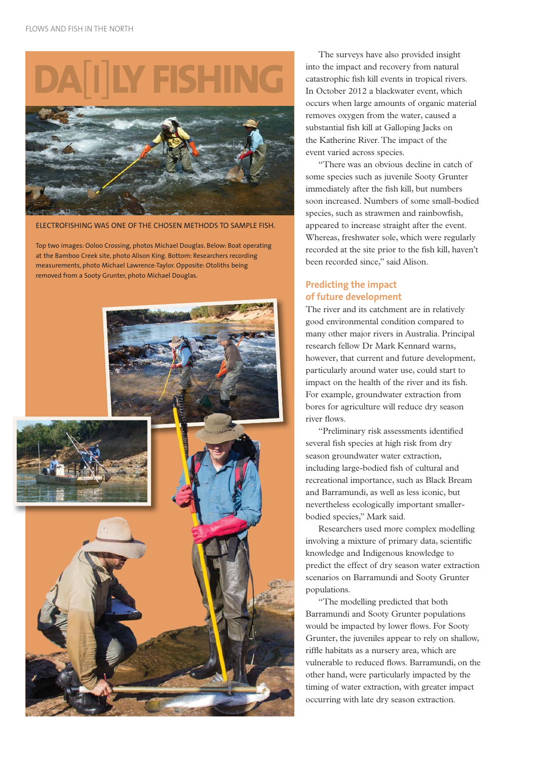# DA[I]LY FISHING

ELECTROFISHING WAS ONE OF THE CHOSEN METHODS TO SAMPLE FISH.

Top two images: Ooloo Crossing, photos Michael Douglas. Below: Boat operating at the Bamboo Creek site, photo Alison King. Bottom: Researchers recording measurements, photo Michael Lawrence-Taylor. Opposite: Otoliths being removed from a Sooty Grunter, photo Michael Douglas.

The surveys have also provided insight into the impact and recovery from natural catastrophic fish kill events in tropical rivers. In October 2012 a blackwater event, which occurs when large amounts of organic material removes oxygen from the water, caused a substantial fish kill at Galloping Jacks on the Katherine River. The impact of the event varied across species.

"There was an obvious decline in catch of some species such as juvenile Sooty Grunter immediately after the fish kill, but numbers soon increased. Numbers of some small-bodied species, such as strawmen and rainbowfish, appeared to increase straight after the event. Whereas, freshwater sole, which were regularly recorded at the site prior to the fish kill, haven't been recorded since," said Alison.

## Predicting the impact of future development

The river and its catchment are in relatively good environmental condition compared to many other major rivers in Australia. Principal research fellow Dr Mark Kennard warns, however, that current and future development, particularly around water use, could start to impact on the health of the river and its fish. For example, groundwater extraction from bores for agriculture will reduce dry season river flows.

"Preliminary risk assessments identified several fish species at high risk from dry season groundwater water extraction, including large-bodied fish of cultural and recreational importance, such as Black Bream and Barramundi, as well as less iconic, but nevertheless ecologically important smaller-bodied species," Mark said.

Researchers used more complex modelling involving a mixture of primary data, scientific knowledge and Indigenous knowledge to predict the effect of dry season water extraction scenarios on Barramundi and Sooty Grunter populations.

"The modelling predicted that both Barramundi and Sooty Grunter populations would be impacted by lower flows. For Sooty Grunter, the juveniles appear to rely on shallow, riffle habitats as a nursery area, which are vulnerable to reduced flows. Barramundi, on the other hand, were particularly impacted by the timing of water extraction, with greater impact occurring with late dry season extraction.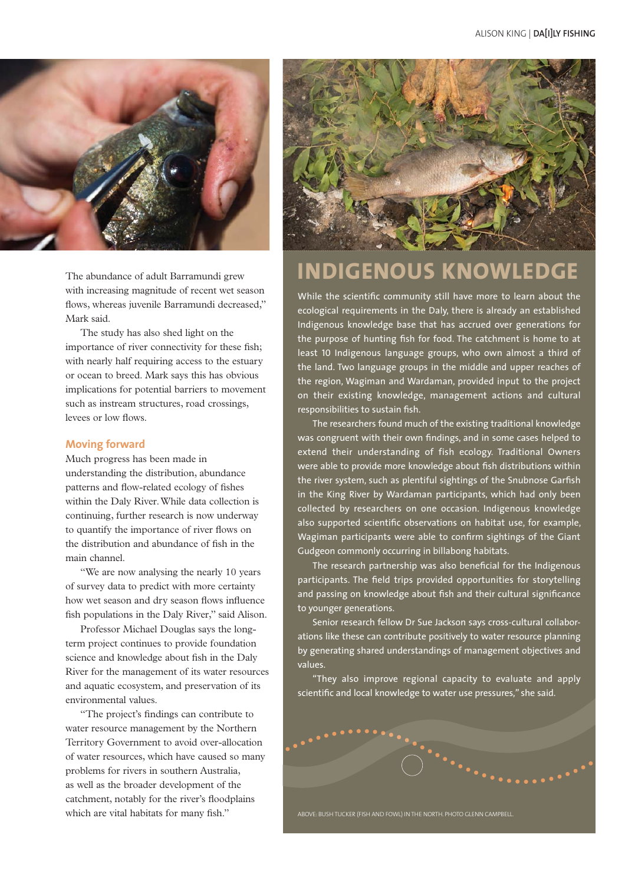The abundance of adult Barramundi grew with increasing magnitude of recent wet season flows, whereas juvenile Barramundi decreased," Mark said.

The study has also shed light on the importance of river connectivity for these fish; with nearly half requiring access to the estuary or ocean to breed. Mark says this has obvious implications for potential barriers to movement such as instream structures, road crossings, levees or low flows.

### Moving forward

Much progress has been made in understanding the distribution, abundance patterns and flow-related ecology of fishes within the Daly River. While data collection is continuing, further research is now underway to quantify the importance of river flows on the distribution and abundance of fish in the main channel.

"We are now analysing the nearly 10 years of survey data to predict with more certainty how wet season and dry season flows influence fish populations in the Daly River," said Alison.

Professor Michael Douglas says the long-term project continues to provide foundation science and knowledge about fish in the Daly River for the management of its water resources and aquatic ecosystem, and preservation of its environmental values.

"The project's findings can contribute to water resource management by the Northern Territory Government to avoid over-allocation of water resources, which have caused so many problems for rivers in southern Australia, as well as the broader development of the catchment, notably for the river's floodplains which are vital habitats for many fish."

## INDIGENOUS KNOWLEDGE

While the scientific community still have more to learn about the ecological requirements in the Daly, there is already an established Indigenous knowledge base that has accrued over generations for the purpose of hunting fish for food. The catchment is home to at least 10 Indigenous language groups, who own almost a third of the land. Two language groups in the middle and upper reaches of the region, Wagiman and Wardaman, provided input to the project on their existing knowledge, management actions and cultural responsibilities to sustain fish.

The researchers found much of the existing traditional knowledge was congruent with their own findings, and in some cases helped to extend their understanding of fish ecology. Traditional Owners were able to provide more knowledge about fish distributions within the river system, such as plentiful sightings of the Snubnose Garfish in the King River by Wardaman participants, which had only been collected by researchers on one occasion. Indigenous knowledge also supported scientific observations on habitat use, for example, Wagiman participants were able to confirm sightings of the Giant Gudgeon commonly occurring in billabong habitats.

The research partnership was also beneficial for the Indigenous participants. The field trips provided opportunities for storytelling and passing on knowledge about fish and their cultural significance to younger generations.

Senior research fellow Dr Sue Jackson says cross-cultural collaborations like these can contribute positively to water resource planning by generating shared understandings of management objectives and values.

"They also improve regional capacity to evaluate and apply scientific and local knowledge to water use pressures," she said.

ABOVE: BUSH TUCKER (FISH AND FOWL) IN THE NORTH. PHOTO GLENN CAMPBELL.